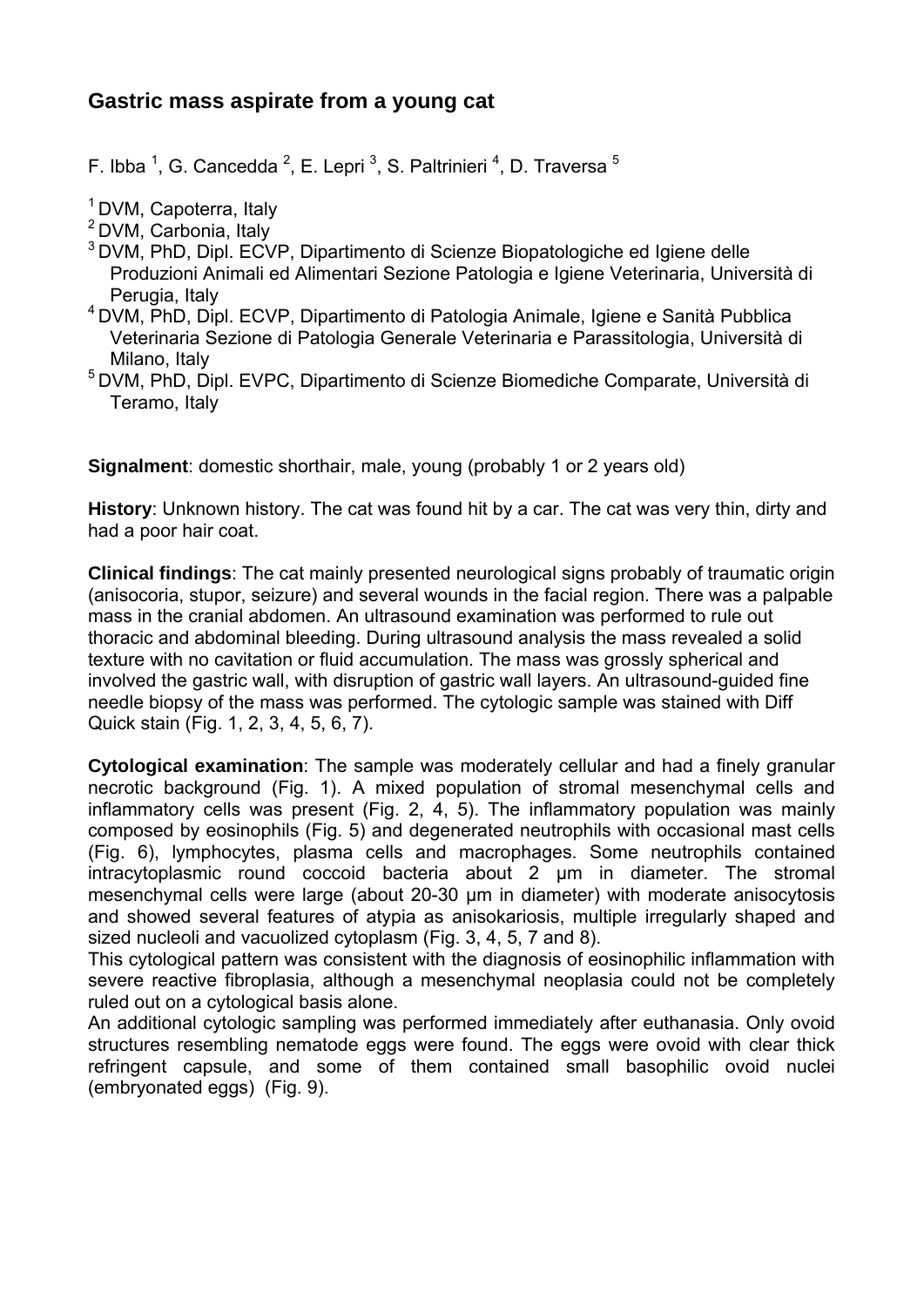# Gastric mass aspirate from a young cat

F. Ibba [1], G. Cancedda [2], E. Lepri [3], S. Paltrinieri [4], D. Traversa [5]

[1] DVM, Capoterra, Italy
[2] DVM, Carbonia, Italy
[3] DVM, PhD, Dipl. ECVP, Dipartimento di Scienze Biopatologiche ed Igiene delle Produzioni Animali ed Alimentari Sezione Patologia e Igiene Veterinaria, Università di Perugia, Italy
[4] DVM, PhD, Dipl. ECVP, Dipartimento di Patologia Animale, Igiene e Sanità Pubblica Veterinaria Sezione di Patologia Generale Veterinaria e Parassitologia, Università di Milano, Italy
[5] DVM, PhD, Dipl. EVPC, Dipartimento di Scienze Biomediche Comparate, Università di Teramo, Italy

**Signalment**: domestic shorthair, male, young (probably 1 or 2 years old)

**History**: Unknown history. The cat was found hit by a car. The cat was very thin, dirty and had a poor hair coat.

**Clinical findings**: The cat mainly presented neurological signs probably of traumatic origin (anisocoria, stupor, seizure) and several wounds in the facial region. There was a palpable mass in the cranial abdomen. An ultrasound examination was performed to rule out thoracic and abdominal bleeding. During ultrasound analysis the mass revealed a solid texture with no cavitation or fluid accumulation. The mass was grossly spherical and involved the gastric wall, with disruption of gastric wall layers. An ultrasound-guided fine needle biopsy of the mass was performed. The cytologic sample was stained with Diff Quick stain (Fig. 1, 2, 3, 4, 5, 6, 7).

**Cytological examination**: The sample was moderately cellular and had a finely granular necrotic background (Fig. 1). A mixed population of stromal mesenchymal cells and inflammatory cells was present (Fig. 2, 4, 5). The inflammatory population was mainly composed by eosinophils (Fig. 5) and degenerated neutrophils with occasional mast cells (Fig. 6), lymphocytes, plasma cells and macrophages. Some neutrophils contained intracytoplasmic round coccoid bacteria about 2 µm in diameter. The stromal mesenchymal cells were large (about 20-30 µm in diameter) with moderate anisocytosis and showed several features of atypia as anisokariosis, multiple irregularly shaped and sized nucleoli and vacuolized cytoplasm (Fig. 3, 4, 5, 7 and 8).
This cytological pattern was consistent with the diagnosis of eosinophilic inflammation with severe reactive fibroplasia, although a mesenchymal neoplasia could not be completely ruled out on a cytological basis alone.
An additional cytologic sampling was performed immediately after euthanasia. Only ovoid structures resembling nematode eggs were found. The eggs were ovoid with clear thick refringent capsule, and some of them contained small basophilic ovoid nuclei (embryonated eggs) (Fig. 9).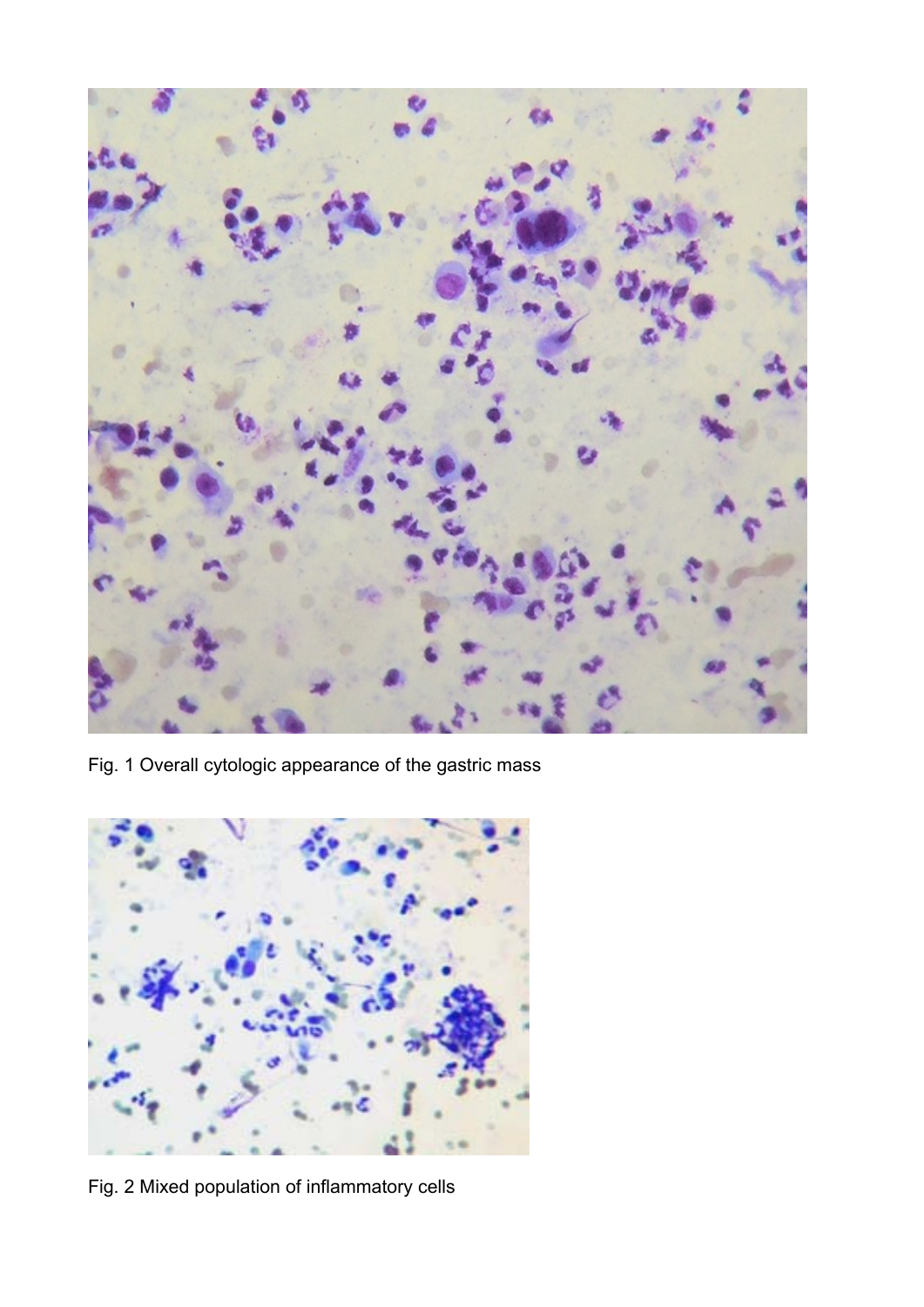Fig. 1 Overall cytologic appearance of the gastric mass

Fig. 2 Mixed population of inflammatory cells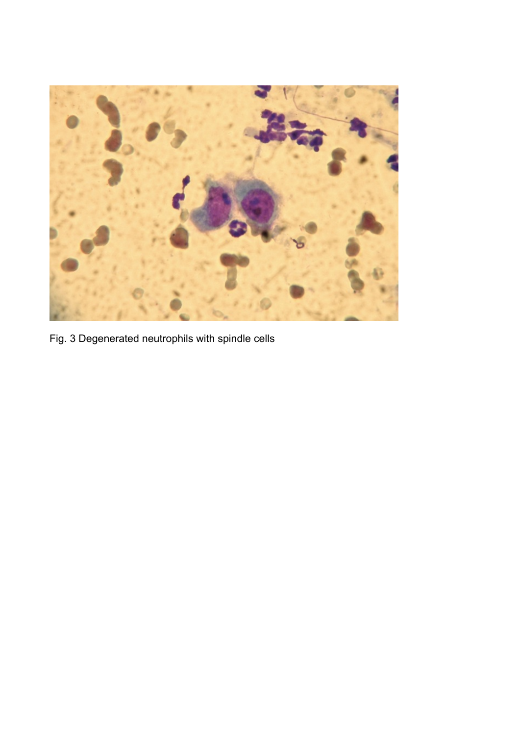Fig. 3 Degenerated neutrophils with spindle cells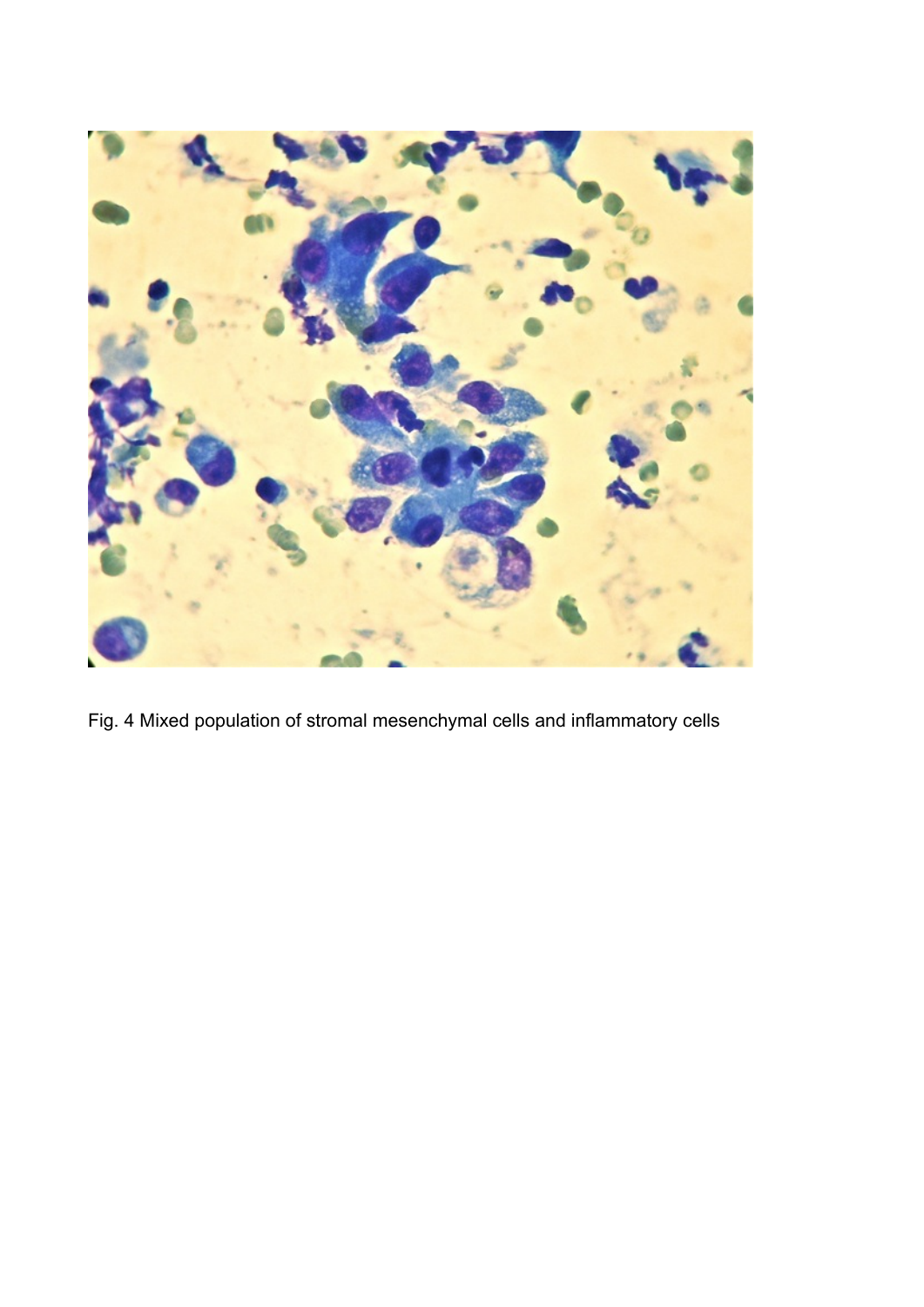Fig. 4 Mixed population of stromal mesenchymal cells and inflammatory cells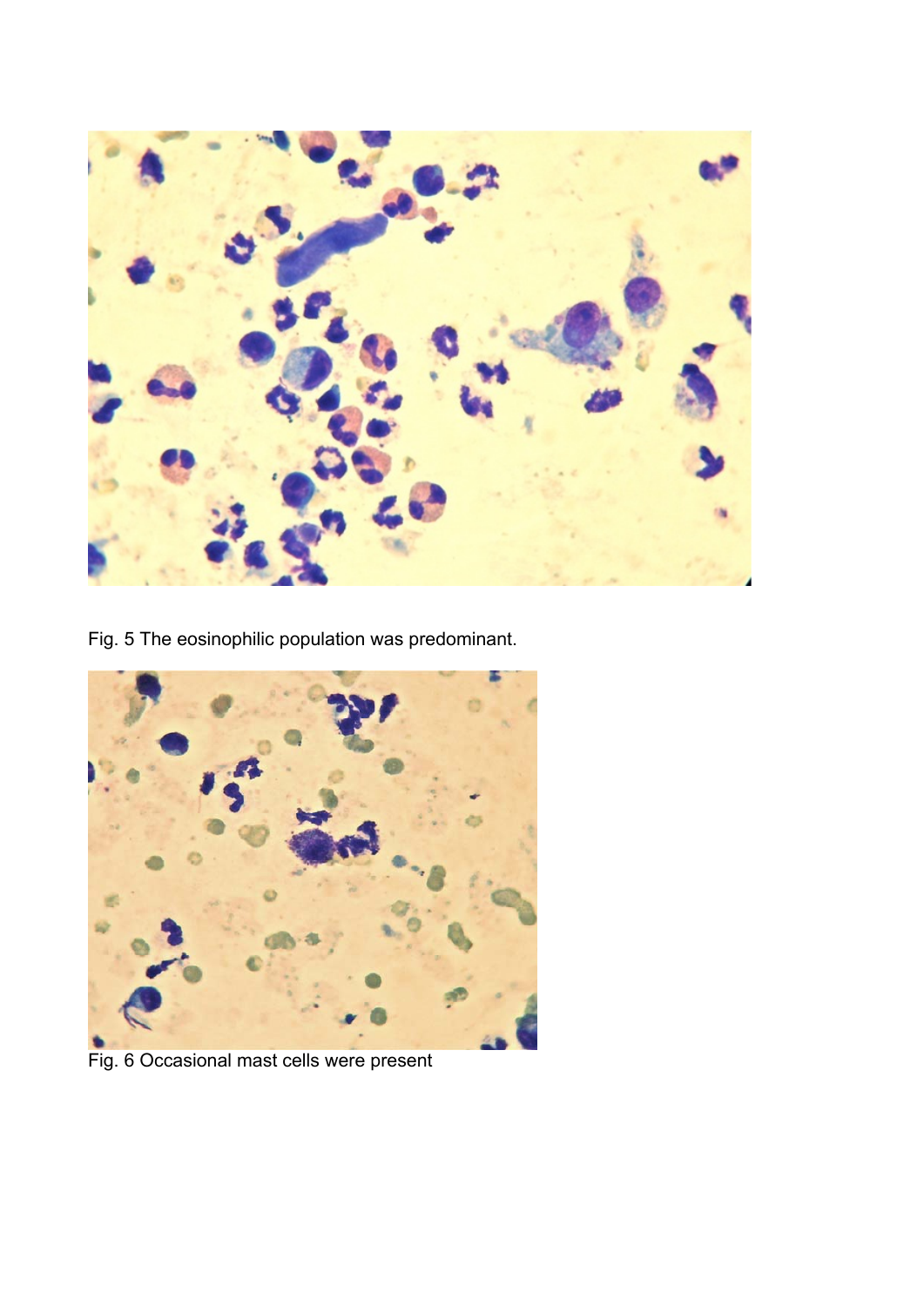Fig. 5 The eosinophilic population was predominant.

Fig. 6 Occasional mast cells were present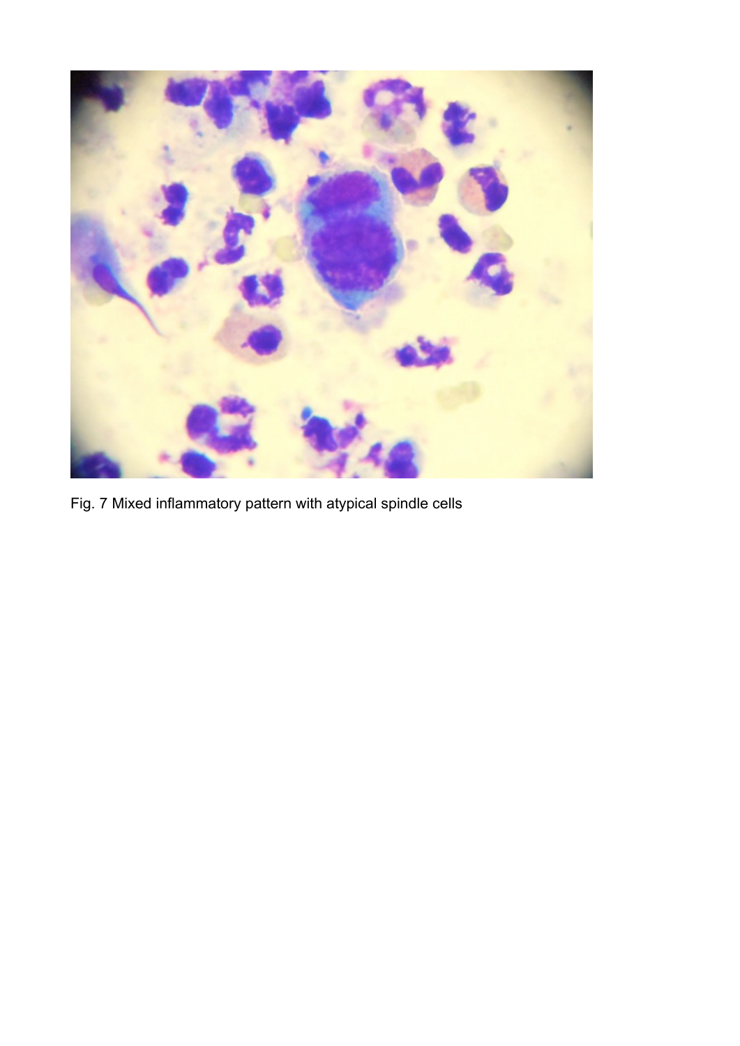Fig. 7 Mixed inflammatory pattern with atypical spindle cells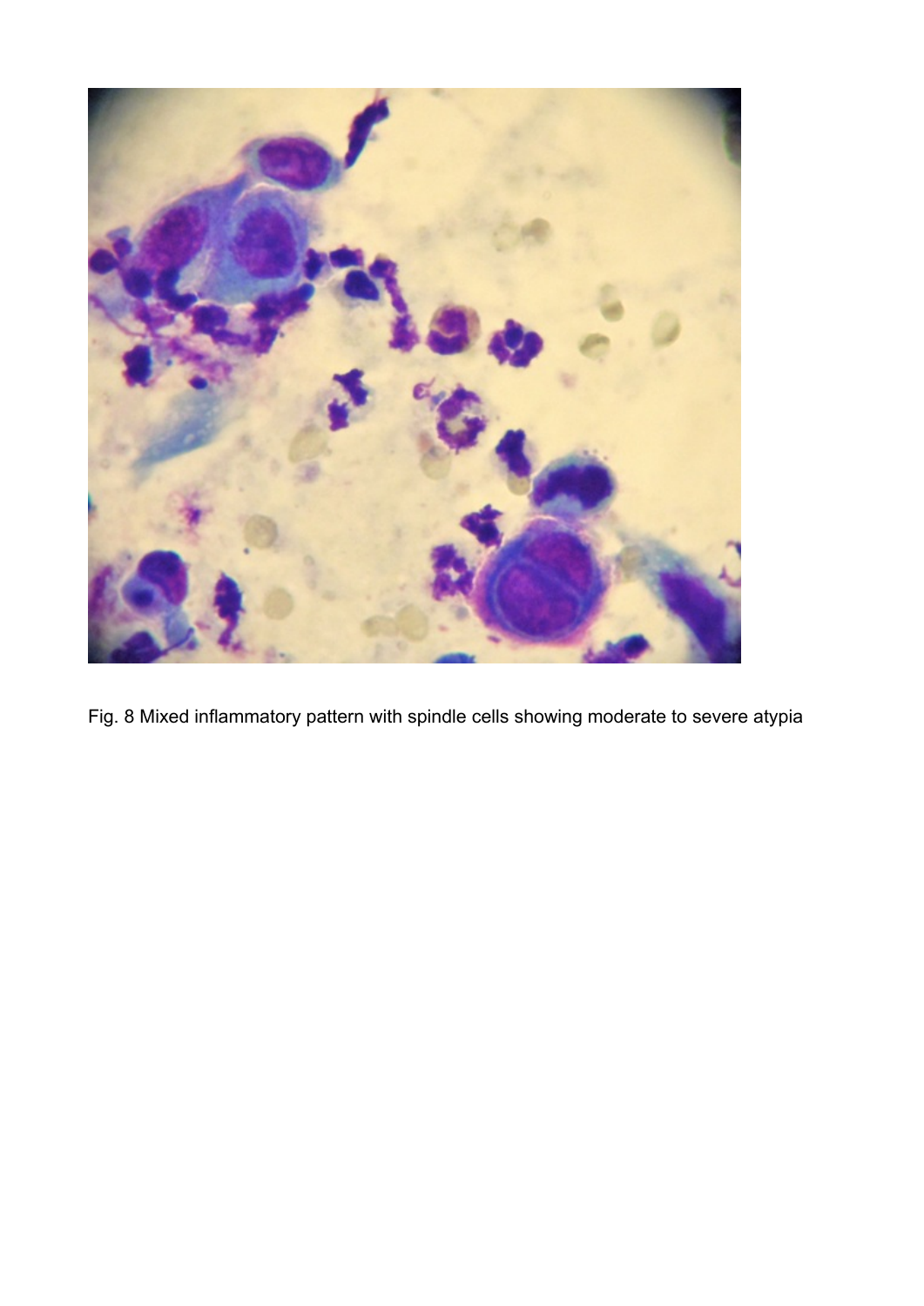Fig. 8 Mixed inflammatory pattern with spindle cells showing moderate to severe atypia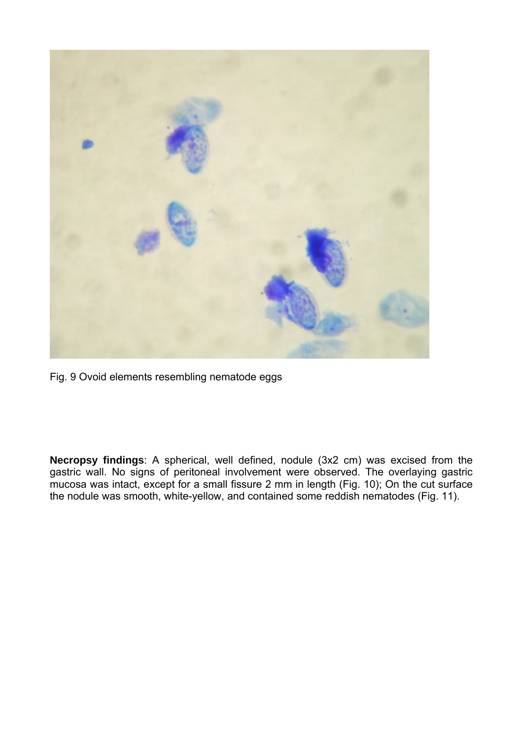Fig. 9 Ovoid elements resembling nematode eggs

**Necropsy findings**: A spherical, well defined, nodule (3x2 cm) was excised from the gastric wall. No signs of peritoneal involvement were observed. The overlaying gastric mucosa was intact, except for a small fissure 2 mm in length (Fig. 10); On the cut surface the nodule was smooth, white-yellow, and contained some reddish nematodes (Fig. 11).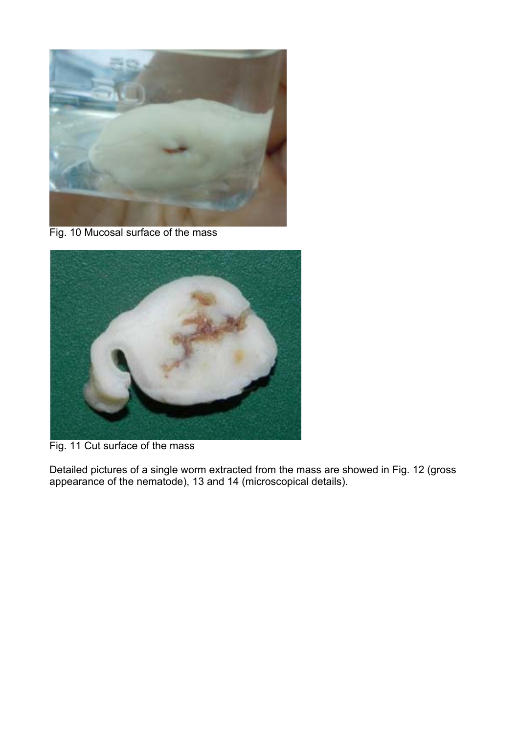Fig. 10 Mucosal surface of the mass

Fig. 11 Cut surface of the mass

Detailed pictures of a single worm extracted from the mass are showed in Fig. 12 (gross appearance of the nematode), 13 and 14 (microscopical details).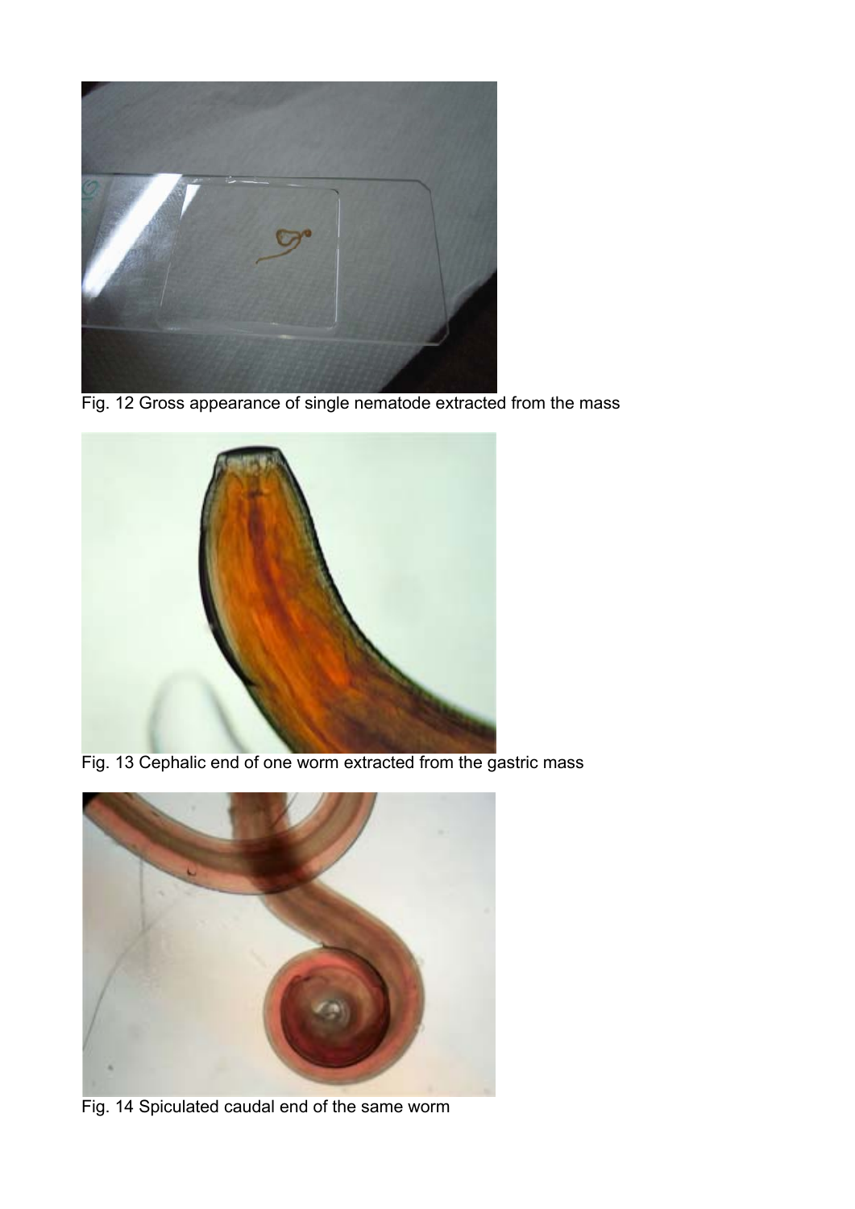Fig. 12 Gross appearance of single nematode extracted from the mass

Fig. 13 Cephalic end of one worm extracted from the gastric mass

Fig. 14 Spiculated caudal end of the same worm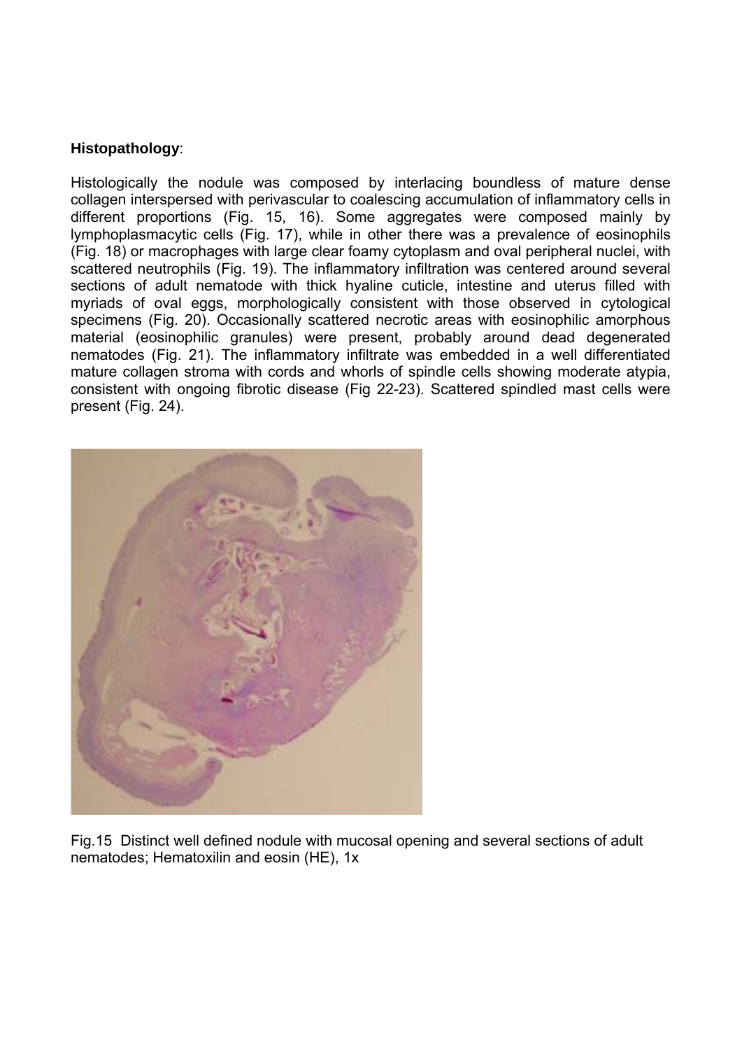**Histopathology**:

Histologically the nodule was composed by interlacing boundless of mature dense collagen interspersed with perivascular to coalescing accumulation of inflammatory cells in different proportions (Fig. 15, 16). Some aggregates were composed mainly by lymphoplasmacytic cells (Fig. 17), while in other there was a prevalence of eosinophils (Fig. 18) or macrophages with large clear foamy cytoplasm and oval peripheral nuclei, with scattered neutrophils (Fig. 19). The inflammatory infiltration was centered around several sections of adult nematode with thick hyaline cuticle, intestine and uterus filled with myriads of oval eggs, morphologically consistent with those observed in cytological specimens (Fig. 20). Occasionally scattered necrotic areas with eosinophilic amorphous material (eosinophilic granules) were present, probably around dead degenerated nematodes (Fig. 21). The inflammatory infiltrate was embedded in a well differentiated mature collagen stroma with cords and whorls of spindle cells showing moderate atypia, consistent with ongoing fibrotic disease (Fig 22-23). Scattered spindled mast cells were present (Fig. 24).

Fig.15 Distinct well defined nodule with mucosal opening and several sections of adult nematodes; Hematoxilin and eosin (HE), 1x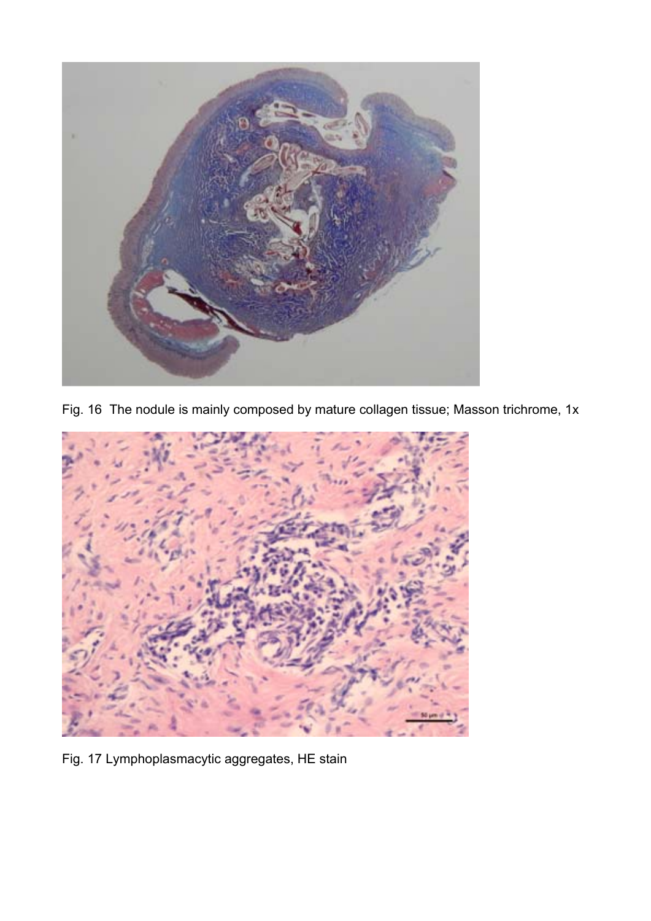Fig. 16 The nodule is mainly composed by mature collagen tissue; Masson trichrome, 1x

Fig. 17 Lymphoplasmacytic aggregates, HE stain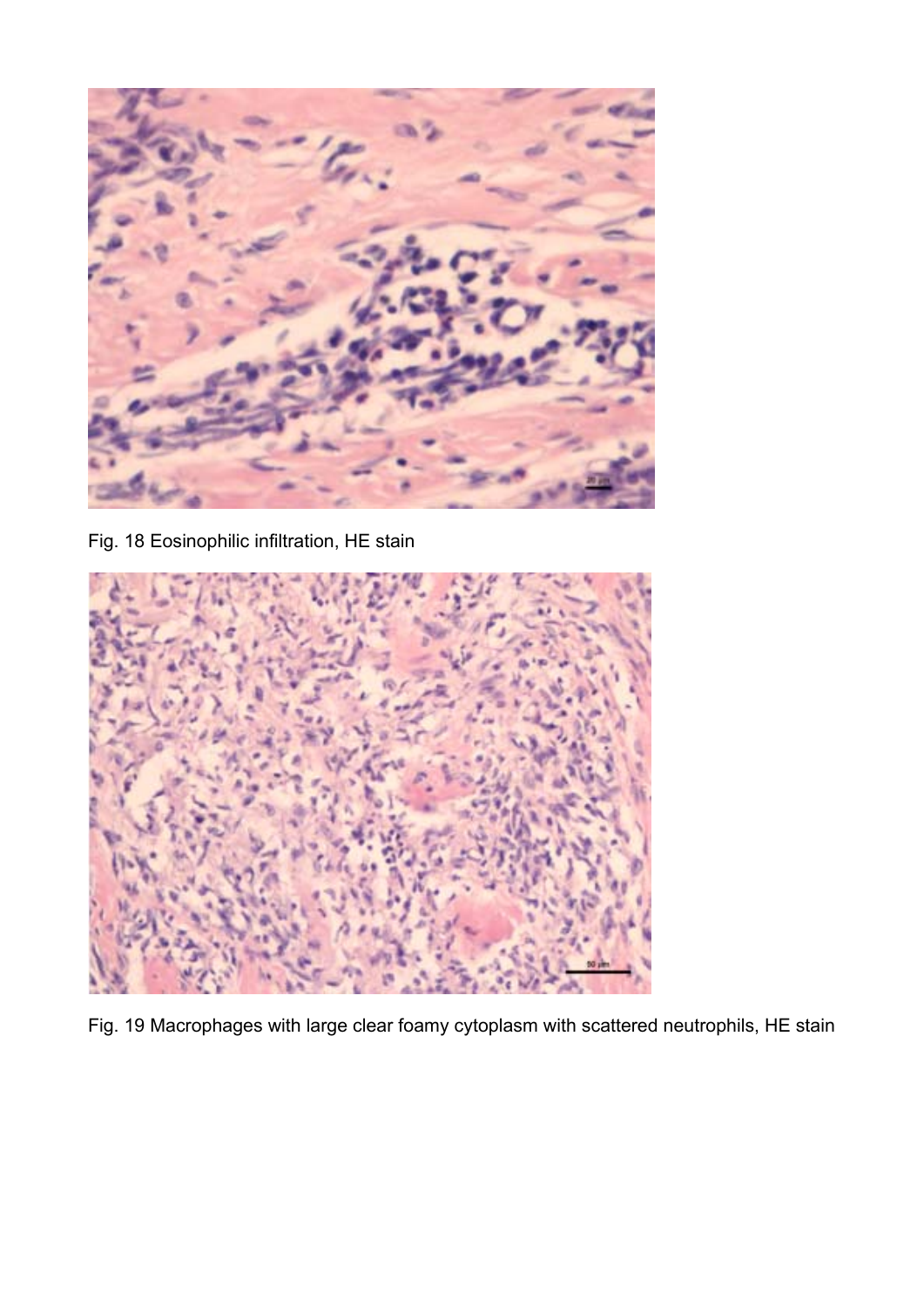Fig. 18 Eosinophilic infiltration, HE stain

Fig. 19 Macrophages with large clear foamy cytoplasm with scattered neutrophils, HE stain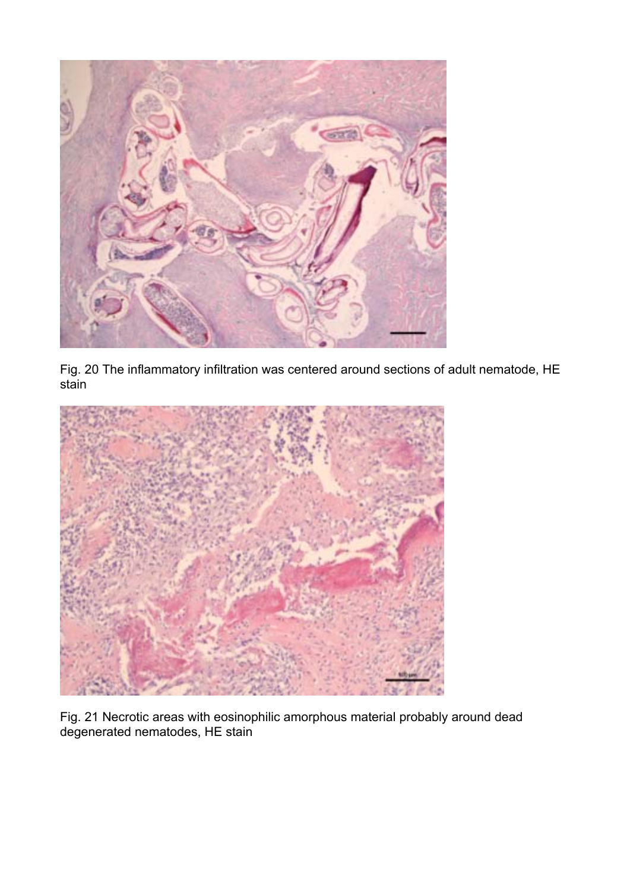Fig. 20 The inflammatory infiltration was centered around sections of adult nematode, HE stain

Fig. 21 Necrotic areas with eosinophilic amorphous material probably around dead degenerated nematodes, HE stain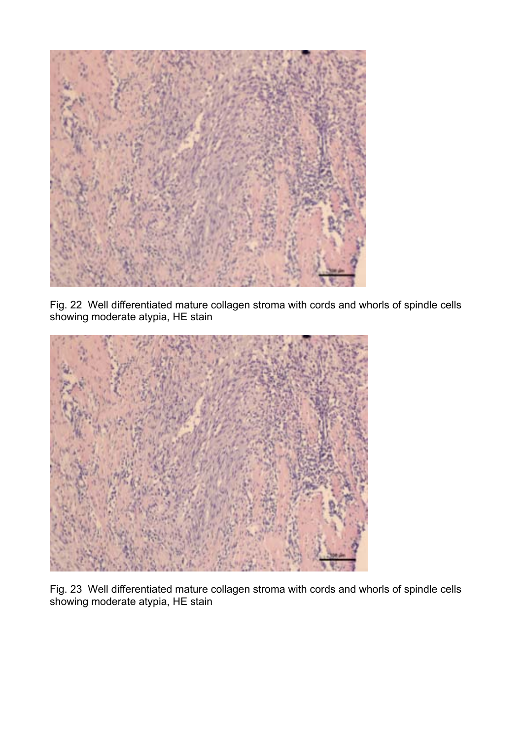Fig. 22 Well differentiated mature collagen stroma with cords and whorls of spindle cells showing moderate atypia, HE stain

Fig. 23 Well differentiated mature collagen stroma with cords and whorls of spindle cells showing moderate atypia, HE stain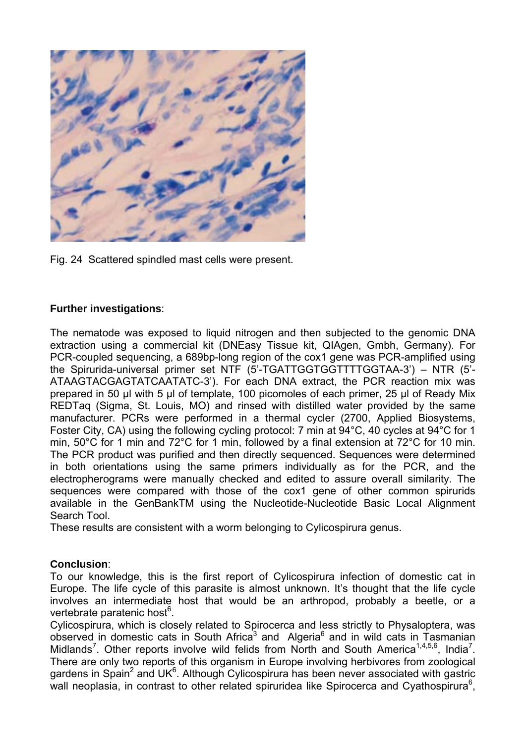Fig. 24 Scattered spindled mast cells were present.

**Further investigations**:

The nematode was exposed to liquid nitrogen and then subjected to the genomic DNA extraction using a commercial kit (DNEasy Tissue kit, QIAgen, Gmbh, Germany). For PCR-coupled sequencing, a 689bp-long region of the cox1 gene was PCR-amplified using the Spirurida-universal primer set NTF (5'-TGATTGGTGGTTTTGGTAA-3') – NTR (5'-ATAAGTACGAGTATCAATATC-3'). For each DNA extract, the PCR reaction mix was prepared in 50 µl with 5 µl of template, 100 picomoles of each primer, 25 µl of Ready Mix REDTaq (Sigma, St. Louis, MO) and rinsed with distilled water provided by the same manufacturer. PCRs were performed in a thermal cycler (2700, Applied Biosystems, Foster City, CA) using the following cycling protocol: 7 min at 94°C, 40 cycles at 94°C for 1 min, 50°C for 1 min and 72°C for 1 min, followed by a final extension at 72°C for 10 min. The PCR product was purified and then directly sequenced. Sequences were determined in both orientations using the same primers individually as for the PCR, and the electropherograms were manually checked and edited to assure overall similarity. The sequences were compared with those of the cox1 gene of other common spirurids available in the GenBankTM using the Nucleotide-Nucleotide Basic Local Alignment Search Tool.

These results are consistent with a worm belonging to Cylicospirura genus.

**Conclusion**:

To our knowledge, this is the first report of Cylicospirura infection of domestic cat in Europe. The life cycle of this parasite is almost unknown. It's thought that the life cycle involves an intermediate host that would be an arthropod, probably a beetle, or a vertebrate paratenic host[6].

Cylicospirura, which is closely related to Spirocerca and less strictly to Physaloptera, was observed in domestic cats in South Africa[3] and Algeria[6] and in wild cats in Tasmanian Midlands[7]. Other reports involve wild felids from North and South America[1,4,5,6], India[7]. There are only two reports of this organism in Europe involving herbivores from zoological gardens in Spain[2] and UK[6]. Although Cylicospirura has been never associated with gastric wall neoplasia, in contrast to other related spiruridea like Spirocerca and Cyathospirura[6],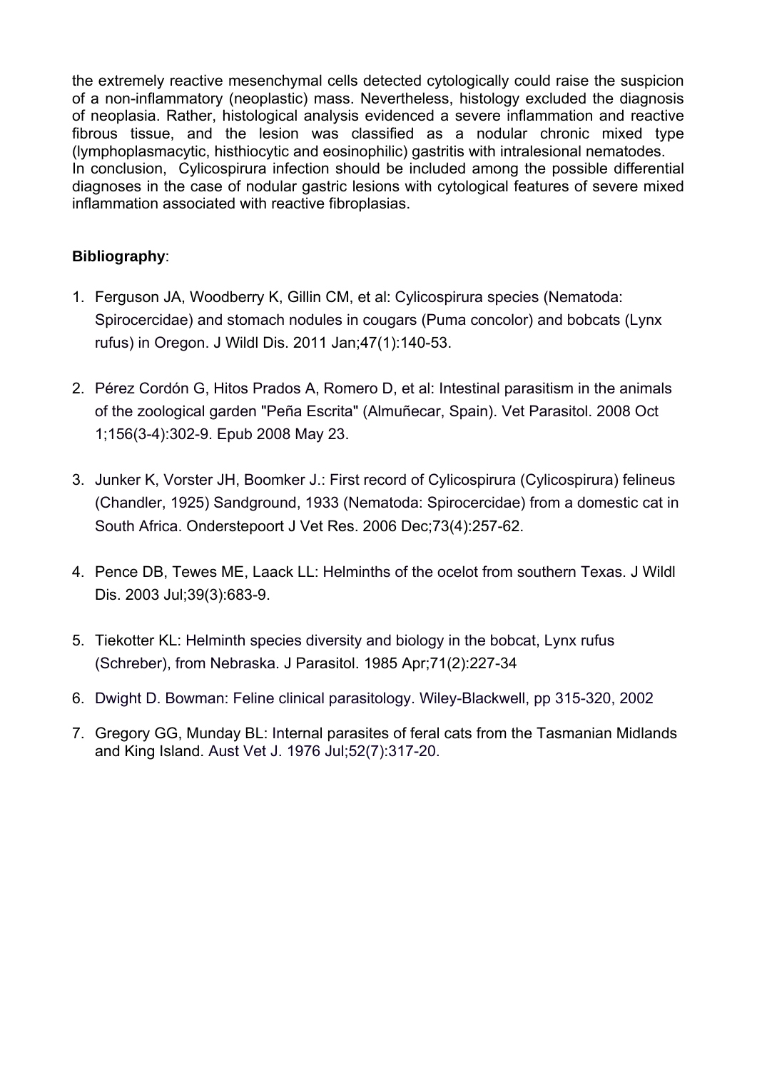the extremely reactive mesenchymal cells detected cytologically could raise the suspicion of a non-inflammatory (neoplastic) mass. Nevertheless, histology excluded the diagnosis of neoplasia. Rather, histological analysis evidenced a severe inflammation and reactive fibrous tissue, and the lesion was classified as a nodular chronic mixed type (lymphoplasmacytic, histhiocytic and eosinophilic) gastritis with intralesional nematodes.
In conclusion, Cylicospirura infection should be included among the possible differential diagnoses in the case of nodular gastric lesions with cytological features of severe mixed inflammation associated with reactive fibroplasias.

**Bibliography**:

1. Ferguson JA, Woodberry K, Gillin CM, et al: Cylicospirura species (Nematoda: Spirocercidae) and stomach nodules in cougars (Puma concolor) and bobcats (Lynx rufus) in Oregon. J Wildl Dis. 2011 Jan;47(1):140-53.

2. Pérez Cordón G, Hitos Prados A, Romero D, et al: Intestinal parasitism in the animals of the zoological garden "Peña Escrita" (Almuñecar, Spain). Vet Parasitol. 2008 Oct 1;156(3-4):302-9. Epub 2008 May 23.

3. Junker K, Vorster JH, Boomker J.: First record of Cylicospirura (Cylicospirura) felineus (Chandler, 1925) Sandground, 1933 (Nematoda: Spirocercidae) from a domestic cat in South Africa. Onderstepoort J Vet Res. 2006 Dec;73(4):257-62.

4. Pence DB, Tewes ME, Laack LL: Helminths of the ocelot from southern Texas. J Wildl Dis. 2003 Jul;39(3):683-9.

5. Tiekotter KL: Helminth species diversity and biology in the bobcat, Lynx rufus (Schreber), from Nebraska. J Parasitol. 1985 Apr;71(2):227-34

6. Dwight D. Bowman: Feline clinical parasitology. Wiley-Blackwell, pp 315-320, 2002

7. Gregory GG, Munday BL: Internal parasites of feral cats from the Tasmanian Midlands and King Island. Aust Vet J. 1976 Jul;52(7):317-20.